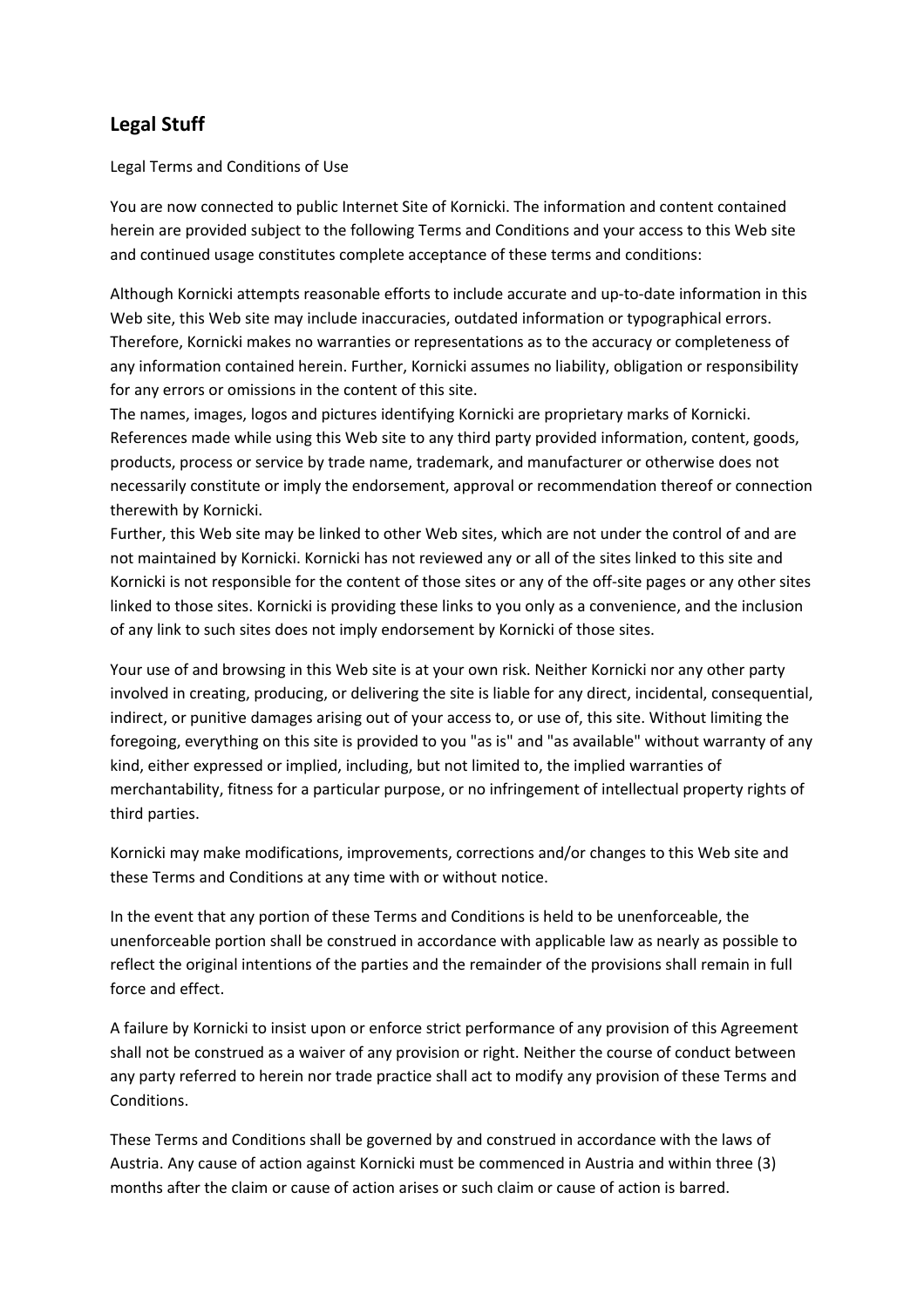## Legal Stuff

Legal Terms and Conditions of Use

You are now connected to public Internet Site of Kornicki. The information and content contained herein are provided subject to the following Terms and Conditions and your access to this Web site and continued usage constitutes complete acceptance of these terms and conditions:

Although Kornicki attempts reasonable efforts to include accurate and up-to-date information in this Web site, this Web site may include inaccuracies, outdated information or typographical errors. Therefore, Kornicki makes no warranties or representations as to the accuracy or completeness of any information contained herein. Further, Kornicki assumes no liability, obligation or responsibility for any errors or omissions in the content of this site.
The names, images, logos and pictures identifying Kornicki are proprietary marks of Kornicki. References made while using this Web site to any third party provided information, content, goods, products, process or service by trade name, trademark, and manufacturer or otherwise does not necessarily constitute or imply the endorsement, approval or recommendation thereof or connection therewith by Kornicki.
Further, this Web site may be linked to other Web sites, which are not under the control of and are not maintained by Kornicki. Kornicki has not reviewed any or all of the sites linked to this site and Kornicki is not responsible for the content of those sites or any of the off-site pages or any other sites linked to those sites. Kornicki is providing these links to you only as a convenience, and the inclusion of any link to such sites does not imply endorsement by Kornicki of those sites.

Your use of and browsing in this Web site is at your own risk. Neither Kornicki nor any other party involved in creating, producing, or delivering the site is liable for any direct, incidental, consequential, indirect, or punitive damages arising out of your access to, or use of, this site. Without limiting the foregoing, everything on this site is provided to you "as is" and "as available" without warranty of any kind, either expressed or implied, including, but not limited to, the implied warranties of merchantability, fitness for a particular purpose, or no infringement of intellectual property rights of third parties.

Kornicki may make modifications, improvements, corrections and/or changes to this Web site and these Terms and Conditions at any time with or without notice.

In the event that any portion of these Terms and Conditions is held to be unenforceable, the unenforceable portion shall be construed in accordance with applicable law as nearly as possible to reflect the original intentions of the parties and the remainder of the provisions shall remain in full force and effect.

A failure by Kornicki to insist upon or enforce strict performance of any provision of this Agreement shall not be construed as a waiver of any provision or right. Neither the course of conduct between any party referred to herein nor trade practice shall act to modify any provision of these Terms and Conditions.

These Terms and Conditions shall be governed by and construed in accordance with the laws of Austria. Any cause of action against Kornicki must be commenced in Austria and within three (3) months after the claim or cause of action arises or such claim or cause of action is barred.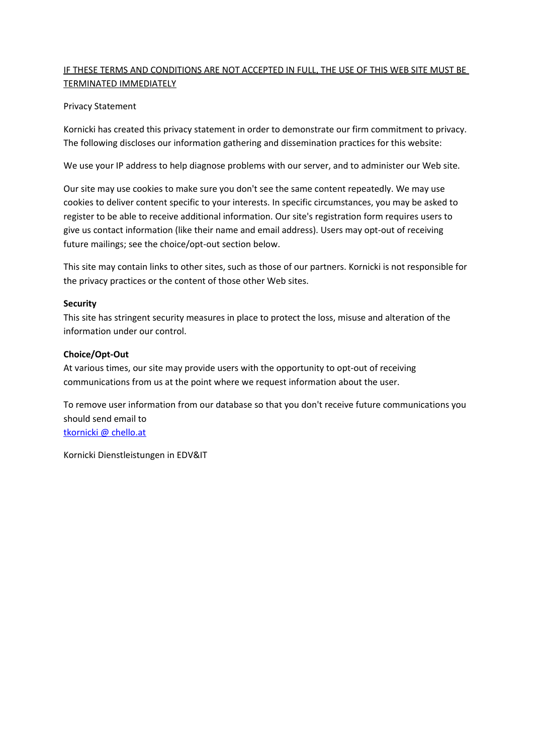IF THESE TERMS AND CONDITIONS ARE NOT ACCEPTED IN FULL, THE USE OF THIS WEB SITE MUST BE TERMINATED IMMEDIATELY

Privacy Statement

Kornicki has created this privacy statement in order to demonstrate our firm commitment to privacy. The following discloses our information gathering and dissemination practices for this website:

We use your IP address to help diagnose problems with our server, and to administer our Web site.

Our site may use cookies to make sure you don't see the same content repeatedly. We may use cookies to deliver content specific to your interests. In specific circumstances, you may be asked to register to be able to receive additional information. Our site's registration form requires users to give us contact information (like their name and email address). Users may opt-out of receiving future mailings; see the choice/opt-out section below.

This site may contain links to other sites, such as those of our partners. Kornicki is not responsible for the privacy practices or the content of those other Web sites.

**Security**

This site has stringent security measures in place to protect the loss, misuse and alteration of the information under our control.

**Choice/Opt-Out**

At various times, our site may provide users with the opportunity to opt-out of receiving communications from us at the point where we request information about the user.

To remove user information from our database so that you don't receive future communications you should send email to
tkornicki @ chello.at

Kornicki Dienstleistungen in EDV&IT